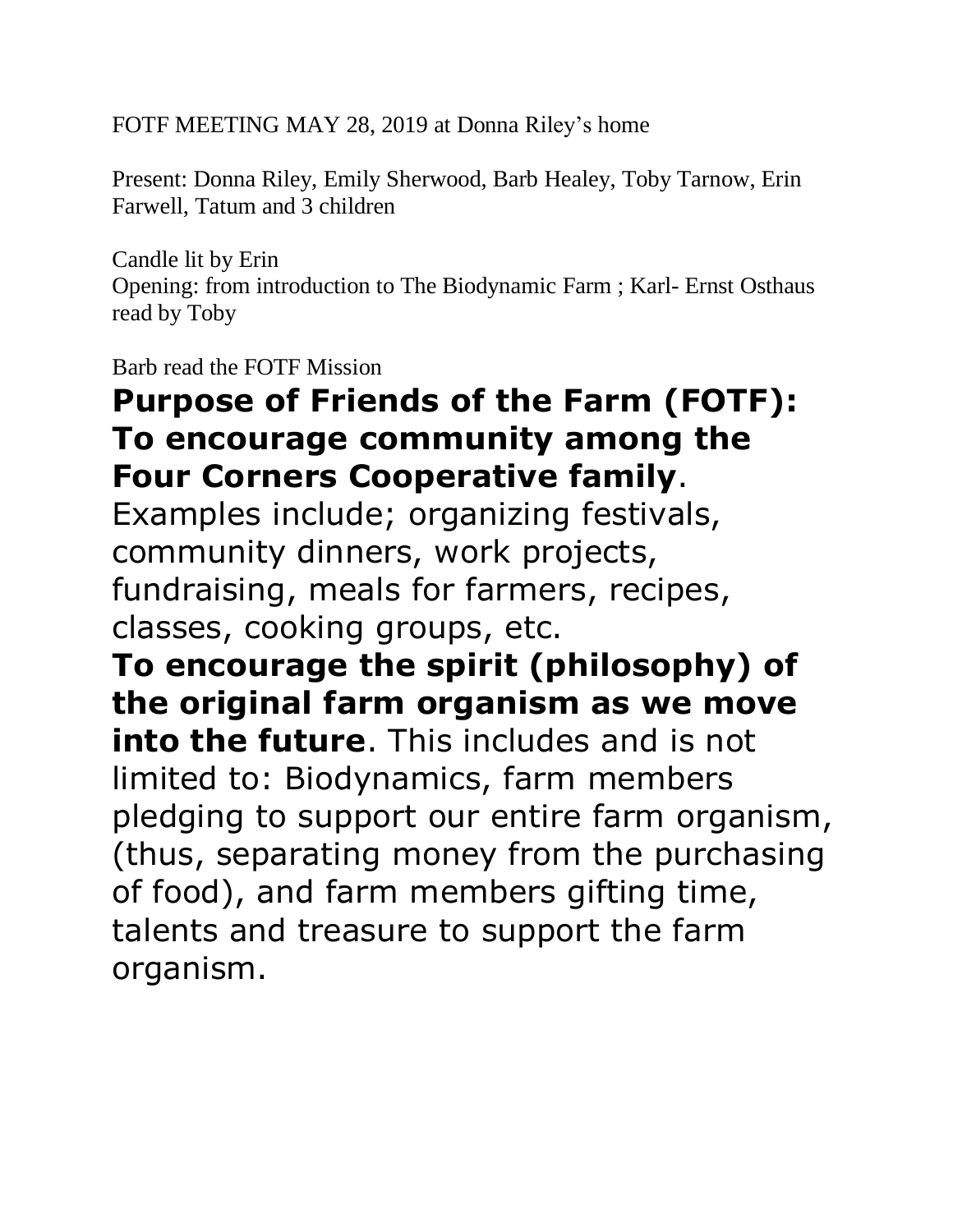FOTF MEETING MAY 28, 2019 at Donna Riley's home

Present: Donna Riley, Emily Sherwood, Barb Healey, Toby Tarnow, Erin Farwell, Tatum and 3 children

Candle lit by Erin
Opening: from introduction to The Biodynamic Farm ; Karl- Ernst Osthaus read by Toby

Barb read the FOTF Mission

## Purpose of Friends of the Farm (FOTF): To encourage community among the Four Corners Cooperative family.

Examples include; organizing festivals, community dinners, work projects, fundraising, meals for farmers, recipes, classes, cooking groups, etc.

**To encourage the spirit (philosophy) of the original farm organism as we move into the future**. This includes and is not limited to: Biodynamics, farm members pledging to support our entire farm organism, (thus, separating money from the purchasing of food), and farm members gifting time, talents and treasure to support the farm organism.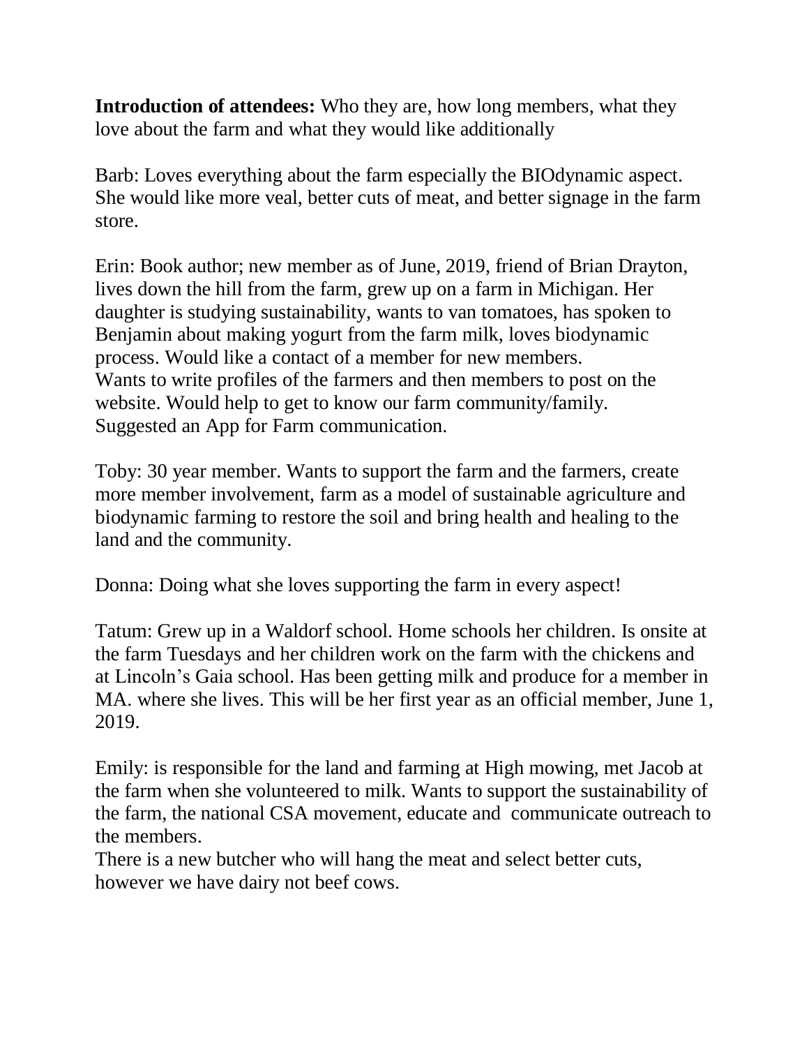**Introduction of attendees:** Who they are, how long members, what they love about the farm and what they would like additionally

Barb: Loves everything about the farm especially the BIOdynamic aspect. She would like more veal, better cuts of meat, and better signage in the farm store.

Erin: Book author; new member as of June, 2019, friend of Brian Drayton, lives down the hill from the farm, grew up on a farm in Michigan. Her daughter is studying sustainability, wants to van tomatoes, has spoken to Benjamin about making yogurt from the farm milk, loves biodynamic process. Would like a contact of a member for new members.
Wants to write profiles of the farmers and then members to post on the website. Would help to get to know our farm community/family.
Suggested an App for Farm communication.

Toby: 30 year member. Wants to support the farm and the farmers, create more member involvement, farm as a model of sustainable agriculture and biodynamic farming to restore the soil and bring health and healing to the land and the community.

Donna: Doing what she loves supporting the farm in every aspect!

Tatum: Grew up in a Waldorf school. Home schools her children. Is onsite at the farm Tuesdays and her children work on the farm with the chickens and at Lincoln's Gaia school. Has been getting milk and produce for a member in MA. where she lives. This will be her first year as an official member, June 1, 2019.

Emily: is responsible for the land and farming at High mowing, met Jacob at the farm when she volunteered to milk. Wants to support the sustainability of the farm, the national CSA movement, educate and communicate outreach to the members.
There is a new butcher who will hang the meat and select better cuts, however we have dairy not beef cows.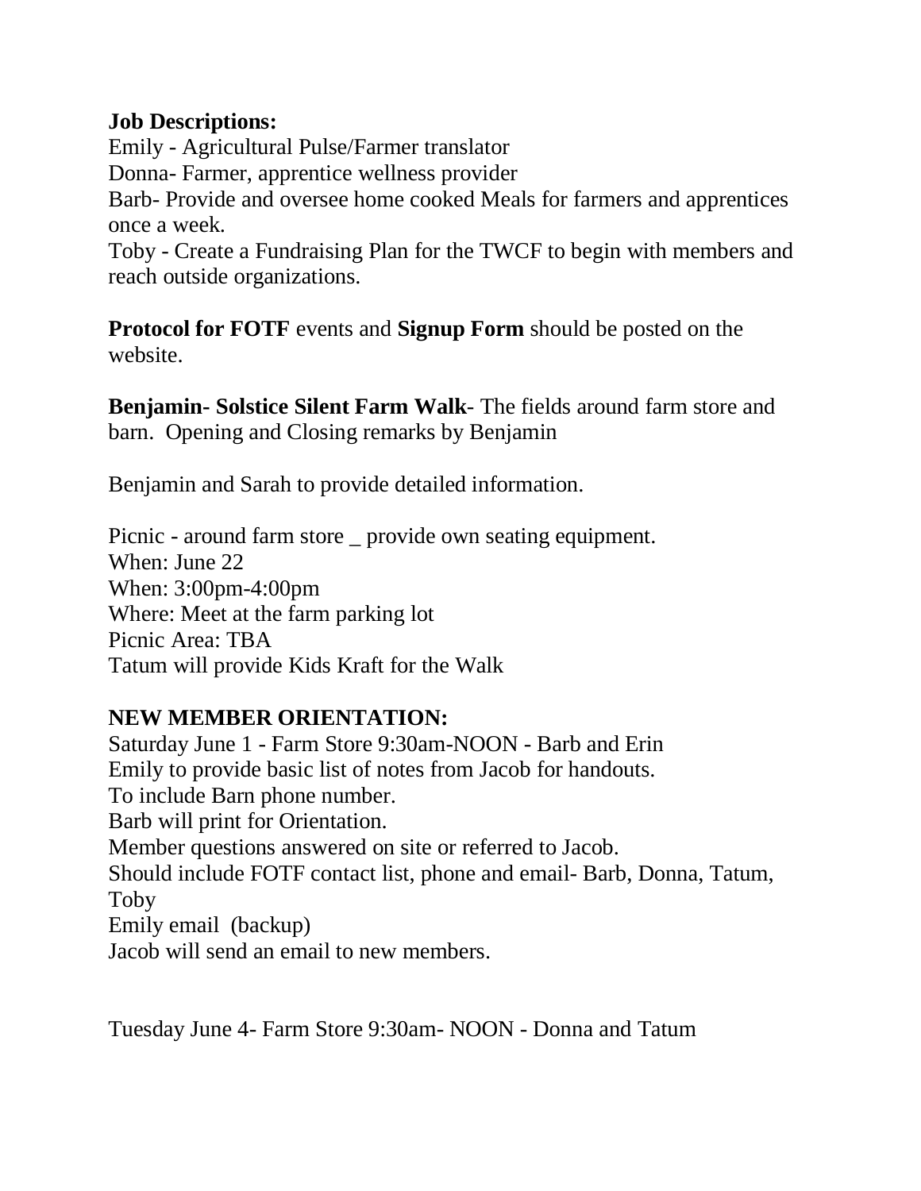**Job Descriptions:**

Emily - Agricultural Pulse/Farmer translator
Donna- Farmer, apprentice wellness provider
Barb- Provide and oversee home cooked Meals for farmers and apprentices once a week.
Toby - Create a Fundraising Plan for the TWCF to begin with members and reach outside organizations.

**Protocol for FOTF** events and **Signup Form** should be posted on the website.

**Benjamin**- **Solstice Silent Farm Walk**- The fields around farm store and barn. Opening and Closing remarks by Benjamin

Benjamin and Sarah to provide detailed information.

Picnic - around farm store _ provide own seating equipment.
When: June 22
When: 3:00pm-4:00pm
Where: Meet at the farm parking lot
Picnic Area: TBA
Tatum will provide Kids Kraft for the Walk

**NEW MEMBER ORIENTATION:**

Saturday June 1 - Farm Store 9:30am-NOON - Barb and Erin
Emily to provide basic list of notes from Jacob for handouts.
To include Barn phone number.
Barb will print for Orientation.
Member questions answered on site or referred to Jacob.
Should include FOTF contact list, phone and email- Barb, Donna, Tatum, Toby
Emily email (backup)
Jacob will send an email to new members.

Tuesday June 4- Farm Store 9:30am- NOON - Donna and Tatum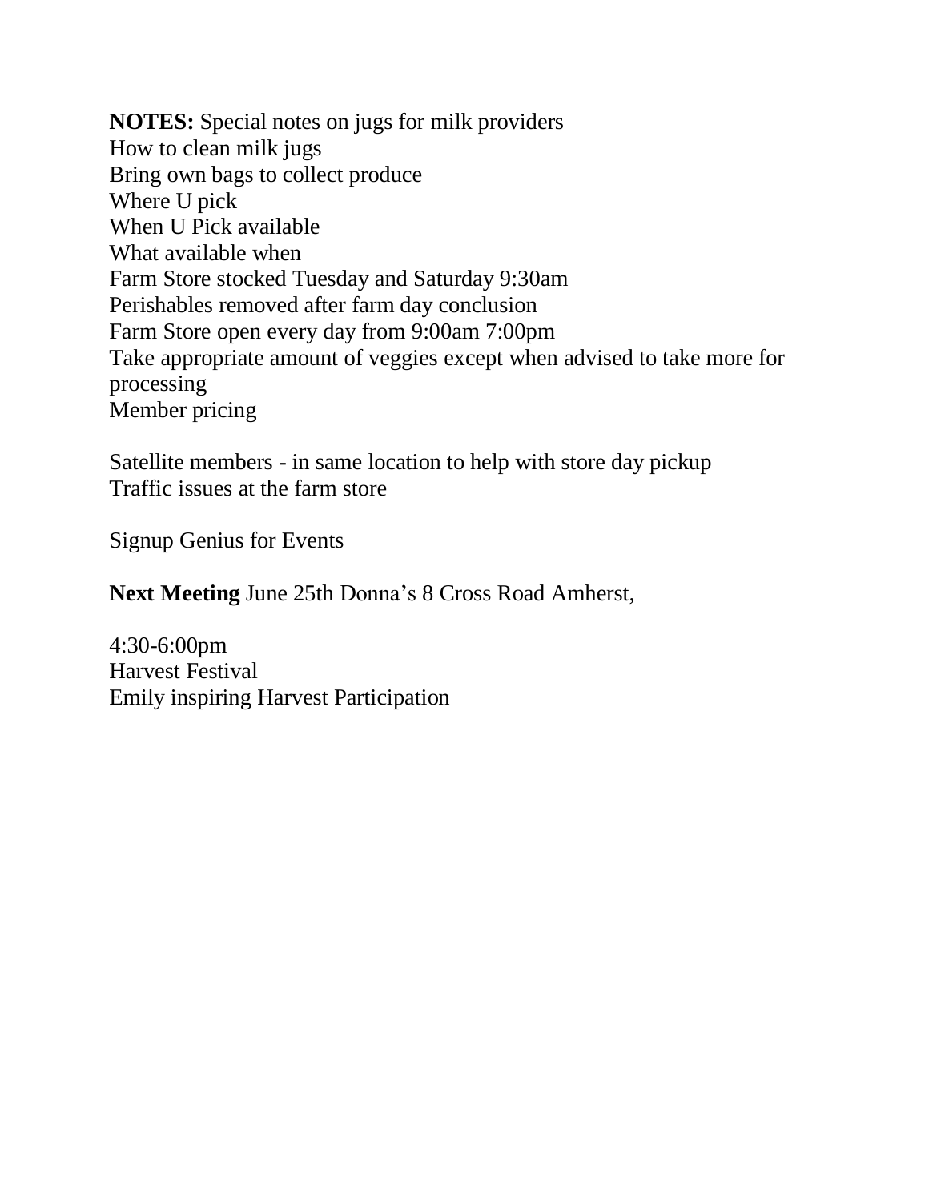**NOTES:** Special notes on jugs for milk providers
How to clean milk jugs
Bring own bags to collect produce
Where U pick
When U Pick available
What available when
Farm Store stocked Tuesday and Saturday 9:30am
Perishables removed after farm day conclusion
Farm Store open every day from 9:00am 7:00pm
Take appropriate amount of veggies except when advised to take more for processing
Member pricing

Satellite members - in same location to help with store day pickup
Traffic issues at the farm store

Signup Genius for Events

**Next Meeting** June 25th Donna's 8 Cross Road Amherst,

4:30-6:00pm
Harvest Festival
Emily inspiring Harvest Participation